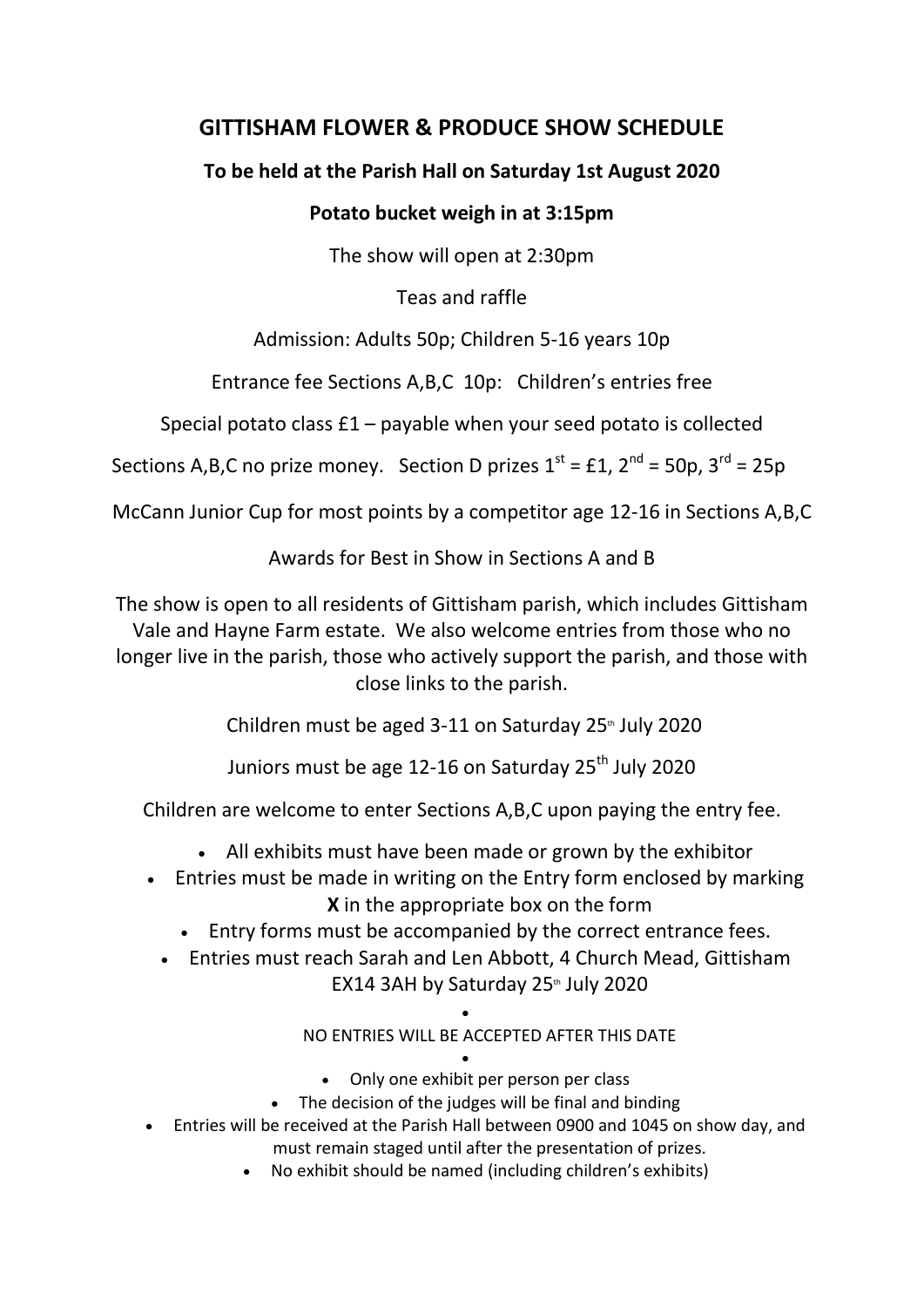# GITTISHAM FLOWER & PRODUCE SHOW SCHEDULE

**To be held at the Parish Hall on Saturday 1st August 2020**

**Potato bucket weigh in at 3:15pm**

The show will open at 2:30pm

Teas and raffle

Admission: Adults 50p; Children 5-16 years 10p

Entrance fee Sections A,B,C 10p: Children's entries free

Special potato class £1 – payable when your seed potato is collected

Sections A,B,C no prize money. Section D prizes 1st = £1, 2nd = 50p, 3rd = 25p

McCann Junior Cup for most points by a competitor age 12-16 in Sections A,B,C

Awards for Best in Show in Sections A and B

The show is open to all residents of Gittisham parish, which includes Gittisham Vale and Hayne Farm estate. We also welcome entries from those who no longer live in the parish, those who actively support the parish, and those with close links to the parish.

Children must be aged 3-11 on Saturday 25th July 2020

Juniors must be age 12-16 on Saturday 25th July 2020

Children are welcome to enter Sections A,B,C upon paying the entry fee.

- All exhibits must have been made or grown by the exhibitor
- Entries must be made in writing on the Entry form enclosed by marking **X** in the appropriate box on the form
- Entry forms must be accompanied by the correct entrance fees.
- Entries must reach Sarah and Len Abbott, 4 Church Mead, Gittisham EX14 3AH by Saturday 25th July 2020

NO ENTRIES WILL BE ACCEPTED AFTER THIS DATE

- Only one exhibit per person per class
- The decision of the judges will be final and binding
- Entries will be received at the Parish Hall between 0900 and 1045 on show day, and must remain staged until after the presentation of prizes.
- No exhibit should be named (including children's exhibits)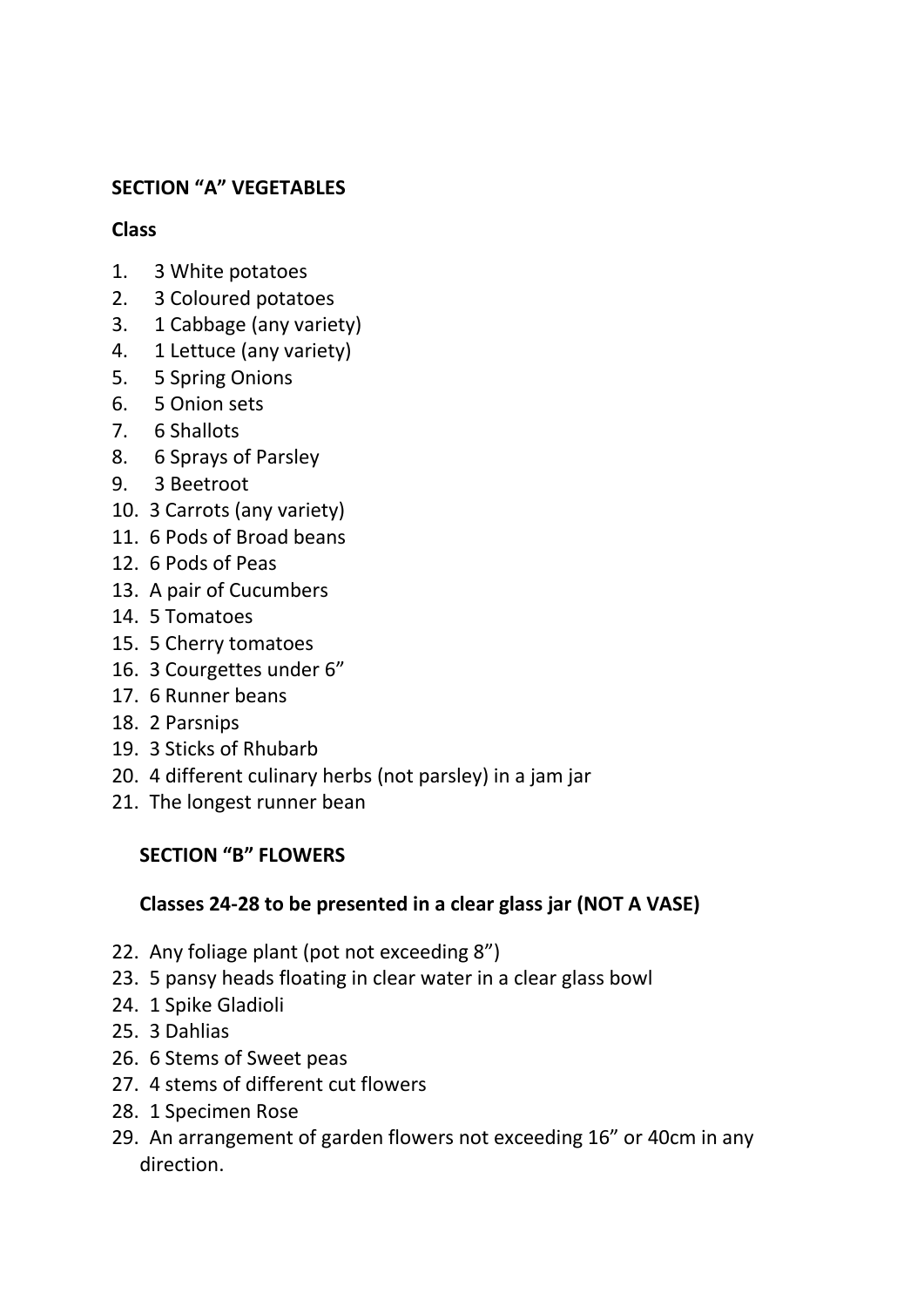## SECTION "A" VEGETABLES

**Class**

1. 3 White potatoes
2. 3 Coloured potatoes
3. 1 Cabbage (any variety)
4. 1 Lettuce (any variety)
5. 5 Spring Onions
6. 5 Onion sets
7. 6 Shallots
8. 6 Sprays of Parsley
9. 3 Beetroot
10. 3 Carrots (any variety)
11. 6 Pods of Broad beans
12. 6 Pods of Peas
13. A pair of Cucumbers
14. 5 Tomatoes
15. 5 Cherry tomatoes
16. 3 Courgettes under 6"
17. 6 Runner beans
18. 2 Parsnips
19. 3 Sticks of Rhubarb
20. 4 different culinary herbs (not parsley) in a jam jar
21. The longest runner bean

## SECTION "B" FLOWERS

**Classes 24-28 to be presented in a clear glass jar (NOT A VASE)**

22. Any foliage plant (pot not exceeding 8")
23. 5 pansy heads floating in clear water in a clear glass bowl
24. 1 Spike Gladioli
25. 3 Dahlias
26. 6 Stems of Sweet peas
27. 4 stems of different cut flowers
28. 1 Specimen Rose
29. An arrangement of garden flowers not exceeding 16" or 40cm in any direction.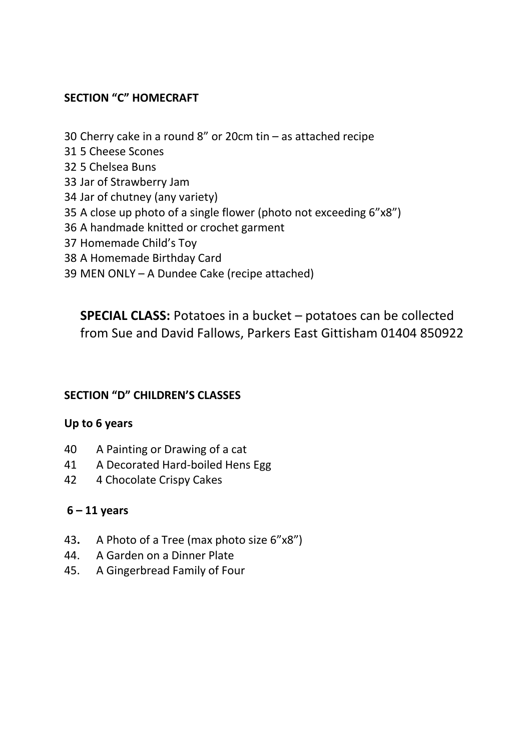**SECTION "C" HOMECRAFT**

30 Cherry cake in a round 8" or 20cm tin – as attached recipe
31 5 Cheese Scones
32 5 Chelsea Buns
33 Jar of Strawberry Jam
34 Jar of chutney (any variety)
35 A close up photo of a single flower (photo not exceeding 6"x8")
36 A handmade knitted or crochet garment
37 Homemade Child's Toy
38 A Homemade Birthday Card
39 MEN ONLY – A Dundee Cake (recipe attached)

**SPECIAL CLASS:** Potatoes in a bucket – potatoes can be collected from Sue and David Fallows, Parkers East Gittisham 01404 850922

**SECTION "D" CHILDREN'S CLASSES**

**Up to 6 years**

40 A Painting or Drawing of a cat
41 A Decorated Hard-boiled Hens Egg
42 4 Chocolate Crispy Cakes

**6 – 11 years**

43. A Photo of a Tree (max photo size 6"x8")
44. A Garden on a Dinner Plate
45. A Gingerbread Family of Four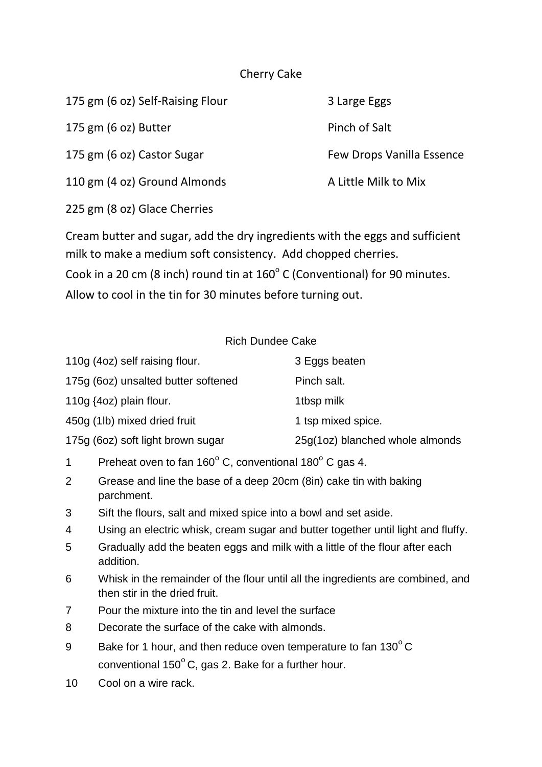## Cherry Cake

- 175 gm (6 oz) Self-Raising Flour
- 175 gm (6 oz) Butter
- 175 gm (6 oz) Castor Sugar
- 110 gm (4 oz) Ground Almonds
- 225 gm (8 oz) Glace Cherries
- 3 Large Eggs
- Pinch of Salt
- Few Drops Vanilla Essence
- A Little Milk to Mix

Cream butter and sugar, add the dry ingredients with the eggs and sufficient milk to make a medium soft consistency. Add chopped cherries.

Cook in a 20 cm (8 inch) round tin at 160° C (Conventional) for 90 minutes.

Allow to cool in the tin for 30 minutes before turning out.

## Rich Dundee Cake

- 110g (4oz) self raising flour.
- 175g (6oz) unsalted butter softened
- 110g {4oz) plain flour.
- 450g (1lb) mixed dried fruit
- 175g (6oz) soft light brown sugar
- 3 Eggs beaten
- Pinch salt.
- 1tbsp milk
- 1 tsp mixed spice.
- 25g(1oz) blanched whole almonds

1. Preheat oven to fan 160° C, conventional 180° C gas 4.
2. Grease and line the base of a deep 20cm (8in) cake tin with baking parchment.
3. Sift the flours, salt and mixed spice into a bowl and set aside.
4. Using an electric whisk, cream sugar and butter together until light and fluffy.
5. Gradually add the beaten eggs and milk with a little of the flour after each addition.
6. Whisk in the remainder of the flour until all the ingredients are combined, and then stir in the dried fruit.
7. Pour the mixture into the tin and level the surface
8. Decorate the surface of the cake with almonds.
9. Bake for 1 hour, and then reduce oven temperature to fan 130° C conventional 150° C, gas 2. Bake for a further hour.
10. Cool on a wire rack.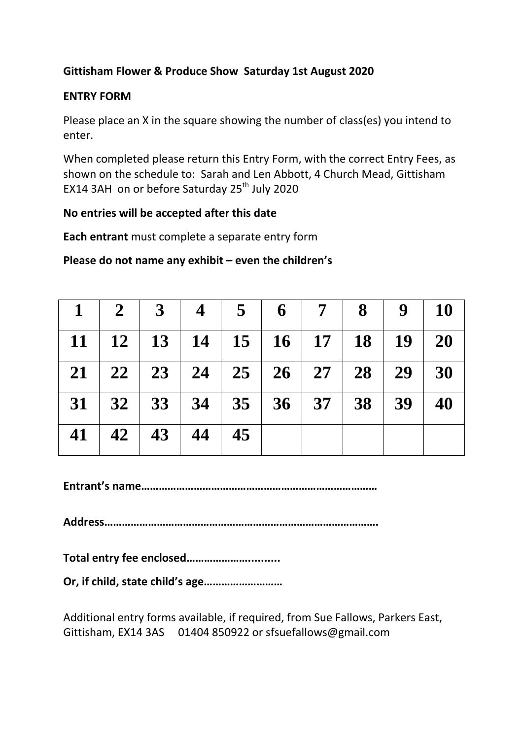**Gittisham Flower & Produce Show Saturday 1st August 2020**

**ENTRY FORM**

Please place an X in the square showing the number of class(es) you intend to enter.

When completed please return this Entry Form, with the correct Entry Fees, as shown on the schedule to: Sarah and Len Abbott, 4 Church Mead, Gittisham EX14 3AH on or before Saturday 25th July 2020

**No entries will be accepted after this date**

**Each entrant** must complete a separate entry form

**Please do not name any exhibit – even the children's**

| | | | | | | | | | |
|---|---|---|---|---|---|---|---|---|---|
| **1** | **2** | **3** | **4** | **5** | **6** | **7** | **8** | **9** | **10** |
| **11** | **12** | **13** | **14** | **15** | **16** | **17** | **18** | **19** | **20** |
| **21** | **22** | **23** | **24** | **25** | **26** | **27** | **28** | **29** | **30** |
| **31** | **32** | **33** | **34** | **35** | **36** | **37** | **38** | **39** | **40** |
| **41** | **42** | **43** | **44** | **45** | | | | | |

**Entrant's name………………………………………………………………………**

**Address……………………………………………………………………………….**

**Total entry fee enclosed………………….........**

**Or, if child, state child's age………………………**

Additional entry forms available, if required, from Sue Fallows, Parkers East, Gittisham, EX14 3AS 01404 850922 or sfsuefallows@gmail.com